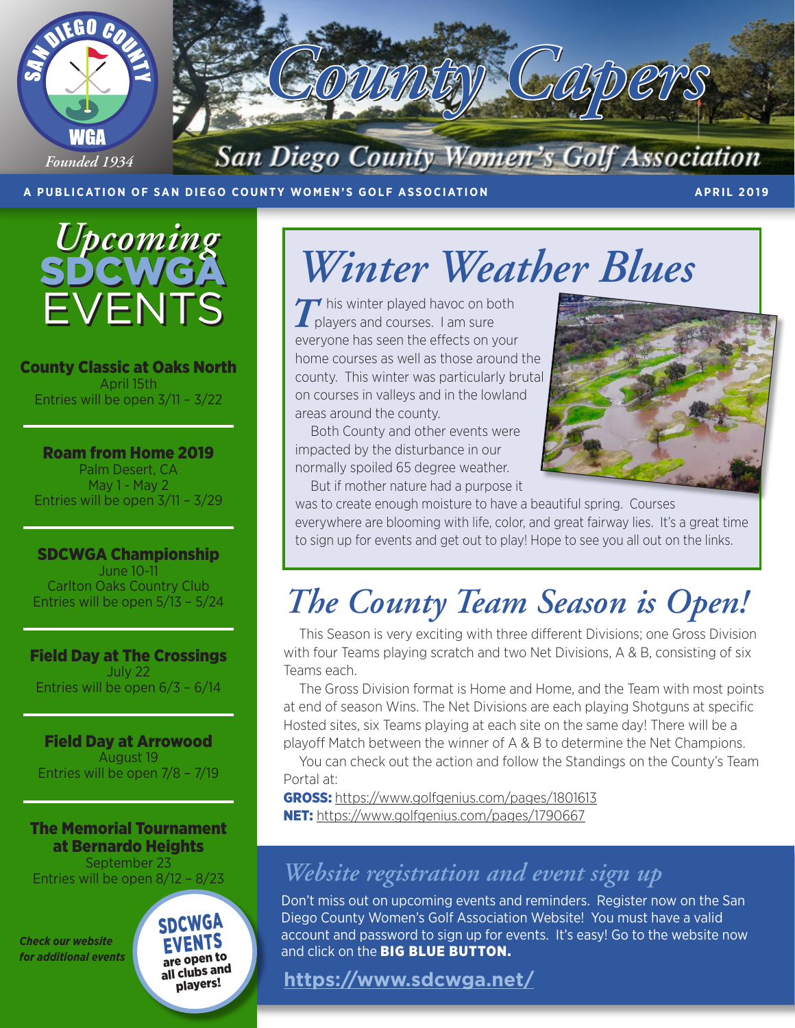# County Capers

## San Diego County Women's Golf Association

SAN DIEGO COUNTY WGA — Founded 1934

**A PUBLICATION OF SAN DIEGO COUNTY WOMEN'S GOLF ASSOCIATION** — **APRIL 2019**

## *Upcoming* SDCWGA EVENTS

**County Classic at Oaks North**
April 15th
Entries will be open 3/11 – 3/22

**Roam from Home 2019**
Palm Desert, CA
May 1 - May 2
Entries will be open 3/11 – 3/29

**SDCWGA Championship**
June 10-11
Carlton Oaks Country Club
Entries will be open 5/13 – 5/24

**Field Day at The Crossings**
July 22
Entries will be open 6/3 – 6/14

**Field Day at Arrowood**
August 19
Entries will be open 7/8 – 7/19

**The Memorial Tournament at Bernardo Heights**
September 23
Entries will be open 8/12 – 8/23

***Check our website for additional events***

**SDCWGA EVENTS are open to all clubs and players!**

## *Winter Weather Blues*

This winter played havoc on both players and courses. I am sure everyone has seen the effects on your home courses as well as those around the county. This winter was particularly brutal on courses in valleys and in the lowland areas around the county.

Both County and other events were impacted by the disturbance in our normally spoiled 65 degree weather.

But if mother nature had a purpose it was to create enough moisture to have a beautiful spring. Courses everywhere are blooming with life, color, and great fairway lies. It's a great time to sign up for events and get out to play! Hope to see you all out on the links.

## *The County Team Season is Open!*

This Season is very exciting with three different Divisions; one Gross Division with four Teams playing scratch and two Net Divisions, A & B, consisting of six Teams each.

The Gross Division format is Home and Home, and the Team with most points at end of season Wins. The Net Divisions are each playing Shotguns at specific Hosted sites, six Teams playing at each site on the same day! There will be a playoff Match between the winner of A & B to determine the Net Champions.

You can check out the action and follow the Standings on the County's Team Portal at:

**GROSS:** https://www.golfgenius.com/pages/1801613
**NET:** https://www.golfgenius.com/pages/1790667

## *Website registration and event sign up*

Don't miss out on upcoming events and reminders. Register now on the San Diego County Women's Golf Association Website! You must have a valid account and password to sign up for events. It's easy! Go to the website now and click on the **BIG BLUE BUTTON.**

**https://www.sdcwga.net/**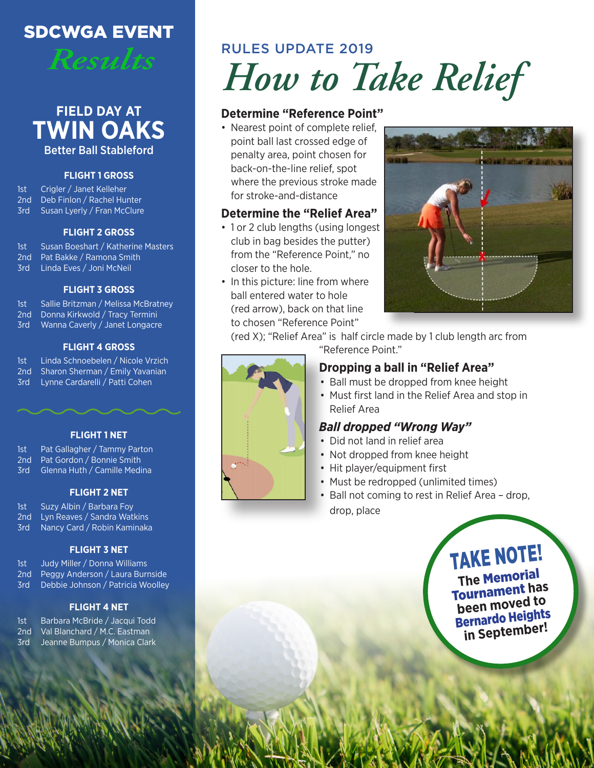# SDCWGA EVENT *Results*

## FIELD DAY AT TWIN OAKS

Better Ball Stableford

### FLIGHT 1 GROSS

- 1st Crigler / Janet Kelleher
- 2nd Deb Finlon / Rachel Hunter
- 3rd Susan Lyerly / Fran McClure

### FLIGHT 2 GROSS

- 1st Susan Boeshart / Katherine Masters
- 2nd Pat Bakke / Ramona Smith
- 3rd Linda Eves / Joni McNeil

### FLIGHT 3 GROSS

- 1st Sallie Britzman / Melissa McBratney
- 2nd Donna Kirkwold / Tracy Termini
- 3rd Wanna Caverly / Janet Longacre

### FLIGHT 4 GROSS

- 1st Linda Schnoebelen / Nicole Vrzich
- 2nd Sharon Sherman / Emily Yavanian
- 3rd Lynne Cardarelli / Patti Cohen

### FLIGHT 1 NET

- 1st Pat Gallagher / Tammy Parton
- 2nd Pat Gordon / Bonnie Smith
- 3rd Glenna Huth / Camille Medina

### FLIGHT 2 NET

- 1st Suzy Albin / Barbara Foy
- 2nd Lyn Reaves / Sandra Watkins
- 3rd Nancy Card / Robin Kaminaka

### FLIGHT 3 NET

- 1st Judy Miller / Donna Williams
- 2nd Peggy Anderson / Laura Burnside
- 3rd Debbie Johnson / Patricia Woolley

### FLIGHT 4 NET

- 1st Barbara McBride / Jacqui Todd
- 2nd Val Blanchard / M.C. Eastman
- 3rd Jeanne Bumpus / Monica Clark

RULES UPDATE 2019

# *How to Take Relief*

### Determine "Reference Point"

- Nearest point of complete relief, point ball last crossed edge of penalty area, point chosen for back-on-the-line relief, spot where the previous stroke made for stroke-and-distance

### Determine the "Relief Area"

- 1 or 2 club lengths (using longest club in bag besides the putter) from the "Reference Point," no closer to the hole.
- In this picture: line from where ball entered water to hole (red arrow), back on that line to chosen "Reference Point" (red X); "Relief Area" is half circle made by 1 club length arc from "Reference Point."

### Dropping a ball in "Relief Area"

- Ball must be dropped from knee height
- Must first land in the Relief Area and stop in Relief Area

### *Ball dropped "Wrong Way"*

- Did not land in relief area
- Not dropped from knee height
- Hit player/equipment first
- Must be redropped (unlimited times)
- Ball not coming to rest in Relief Area – drop, drop, place

**TAKE NOTE!** The Memorial Tournament has been moved to Bernardo Heights in September!